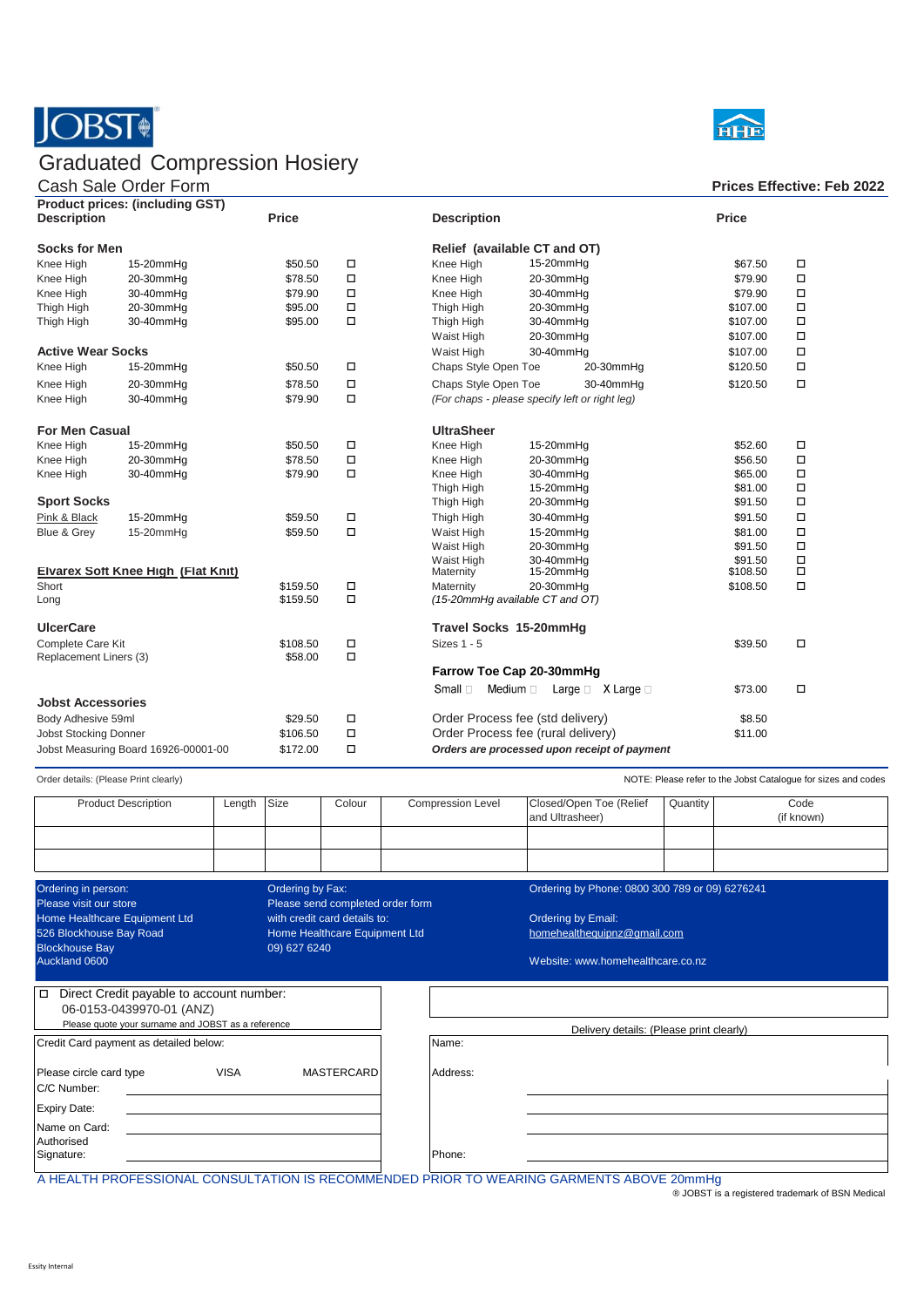JOBST

HHE

# Graduated Compression Hosiery

## Cash Sale Order Form

**Prices Effective: Feb 2022**

**Product prices: (including GST)**

| Description | | Price | |
|---|---|---|---|
| **Socks for Men** | | | |
| Knee High | 15-20mmHg | $50.50 | ☐ |
| Knee High | 20-30mmHg | $78.50 | ☐ |
| Knee High | 30-40mmHg | $79.90 | ☐ |
| Thigh High | 20-30mmHg | $95.00 | ☐ |
| Thigh High | 30-40mmHg | $95.00 | ☐ |
| **Active Wear Socks** | | | |
| Knee High | 15-20mmHg | $50.50 | ☐ |
| Knee High | 20-30mmHg | $78.50 | ☐ |
| Knee High | 30-40mmHg | $79.90 | ☐ |
| **For Men Casual** | | | |
| Knee High | 15-20mmHg | $50.50 | ☐ |
| Knee High | 20-30mmHg | $78.50 | ☐ |
| Knee High | 30-40mmHg | $79.90 | ☐ |
| **Sport Socks** | | | |
| Pink & Black | 15-20mmHg | $59.50 | ☐ |
| Blue & Grey | 15-20mmHg | $59.50 | ☐ |
| **Elvarex Soft Knee High (Flat Knit)** | | | |
| Short | | $159.50 | ☐ |
| Long | | $159.50 | ☐ |
| **UlcerCare** | | | |
| Complete Care Kit | | $108.50 | ☐ |
| Replacement Liners (3) | | $58.00 | ☐ |
| **Jobst Accessories** | | | |
| Body Adhesive 59ml | | $29.50 | ☐ |
| Jobst Stocking Donner | | $106.50 | ☐ |
| Jobst Measuring Board 16926-00001-00 | | $172.00 | ☐ |

| Description | | Price | |
|---|---|---|---|
| **Relief (available CT and OT)** | | | |
| Knee High | 15-20mmHg | $67.50 | ☐ |
| Knee High | 20-30mmHg | $79.90 | ☐ |
| Knee High | 30-40mmHg | $79.90 | ☐ |
| Thigh High | 20-30mmHg | $107.00 | ☐ |
| Thigh High | 30-40mmHg | $107.00 | ☐ |
| Waist High | 20-30mmHg | $107.00 | ☐ |
| Waist High | 30-40mmHg | $107.00 | ☐ |
| Chaps Style Open Toe | 20-30mmHg | $120.50 | ☐ |
| Chaps Style Open Toe | 30-40mmHg | $120.50 | ☐ |
| *(For chaps - please specify left or right leg)* | | | |
| **UltraSheer** | | | |
| Knee High | 15-20mmHg | $52.60 | ☐ |
| Knee High | 20-30mmHg | $56.50 | ☐ |
| Knee High | 30-40mmHg | $65.00 | ☐ |
| Thigh High | 15-20mmHg | $81.00 | ☐ |
| Thigh High | 20-30mmHg | $91.50 | ☐ |
| Thigh High | 30-40mmHg | $91.50 | ☐ |
| Waist High | 15-20mmHg | $81.00 | ☐ |
| Waist High | 20-30mmHg | $91.50 | ☐ |
| Waist High | 30-40mmHg | $91.50 | ☐ |
| Maternity | 15-20mmHg | $108.50 | ☐ |
| Maternity | 20-30mmHg | $108.50 | ☐ |
| *(15-20mmHg available CT and OT)* | | | |
| **Travel Socks 15-20mmHg** | | | |
| Sizes 1 - 5 | | $39.50 | ☐ |
| **Farrow Toe Cap 20-30mmHg** | | | |
| Small ☐ Medium ☐ Large ☐ X Large ☐ | | $73.00 | ☐ |
| Order Process fee (std delivery) | | $8.50 | |
| Order Process fee (rural delivery) | | $11.00 | |
| ***Orders are processed upon receipt of payment*** | | | |

Order details: (Please Print clearly)

NOTE: Please refer to the Jobst Catalogue for sizes and codes

| Product Description | Length | Size | Colour | Compression Level | Closed/Open Toe (Relief and Ultrasheer) | Quantity | Code (if known) |
|---|---|---|---|---|---|---|---|
| | | | | | | | |
| | | | | | | | |

**Ordering in person:**
Please visit our store
Home Healthcare Equipment Ltd
526 Blockhouse Bay Road
Blockhouse Bay
Auckland 0600

**Ordering by Fax:**
Please send completed order form
with credit card details to:
Home Healthcare Equipment Ltd
09) 627 6240

**Ordering by Phone:** 0800 300 789 or 09) 6276241

**Ordering by Email:**
homehealthequipnz@gmail.com

Website: www.homehealthcare.co.nz

☐ Direct Credit payable to account number:
06-0153-0439970-01 (ANZ)
Please quote your surname and JOBST as a reference

Credit Card payment as detailed below:

Please circle card type VISA MASTERCARD

C/C Number:

Expiry Date:

Name on Card:

Authorised Signature:

Delivery details: (Please print clearly)

Name:

Address:

Phone:

A HEALTH PROFESSIONAL CONSULTATION IS RECOMMENDED PRIOR TO WEARING GARMENTS ABOVE 20mmHg

® JOBST is a registered trademark of BSN Medical

Essity Internal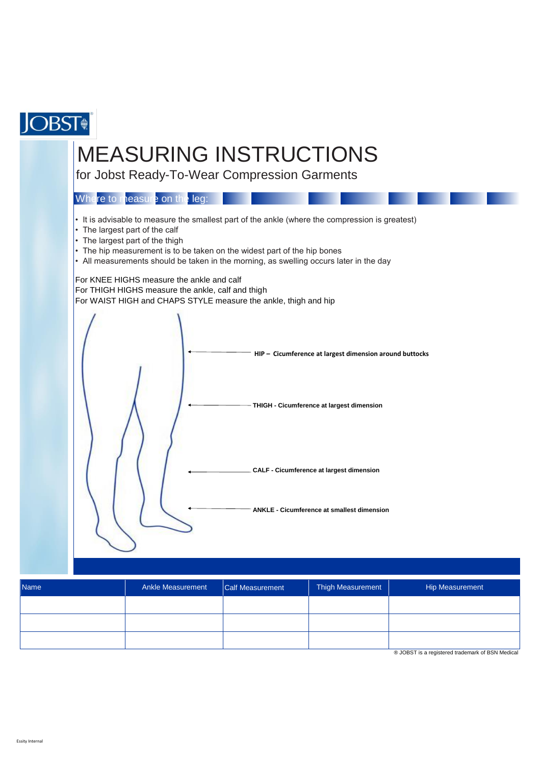JOBST®

# MEASURING INSTRUCTIONS

## for Jobst Ready-To-Wear Compression Garments

### Where to measure on the leg:

- It is advisable to measure the smallest part of the ankle (where the compression is greatest)
- The largest part of the calf
- The largest part of the thigh
- The hip measurement is to be taken on the widest part of the hip bones
- All measurements should be taken in the morning, as swelling occurs later in the day

For KNEE HIGHS measure the ankle and calf
For THIGH HIGHS measure the ankle, calf and thigh
For WAIST HIGH and CHAPS STYLE measure the ankle, thigh and hip

**HIP – Cicumference at largest dimension around buttocks**

**THIGH - Cicumference at largest dimension**

**CALF - Cicumference at largest dimension**

**ANKLE - Cicumference at smallest dimension**

| Name | Ankle Measurement | Calf Measurement | Thigh Measurement | Hip Measurement |
|---|---|---|---|---|
| | | | | |
| | | | | |
| | | | | |

® JOBST is a registered trademark of BSN Medical

Essity Internal